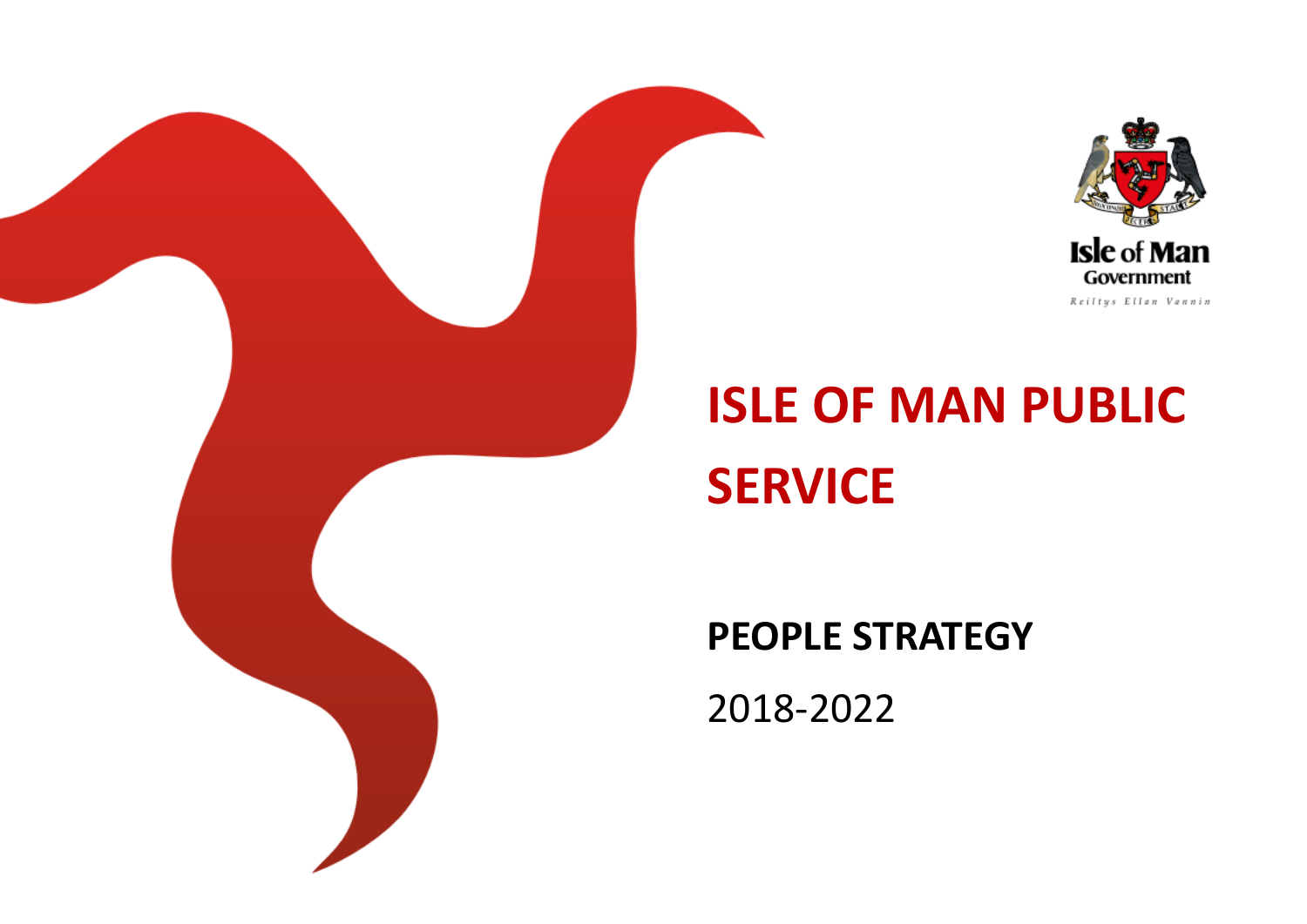Isle of Man Government

Reiltys Ellan Vannin

# ISLE OF MAN PUBLIC SERVICE

## PEOPLE STRATEGY

2018-2022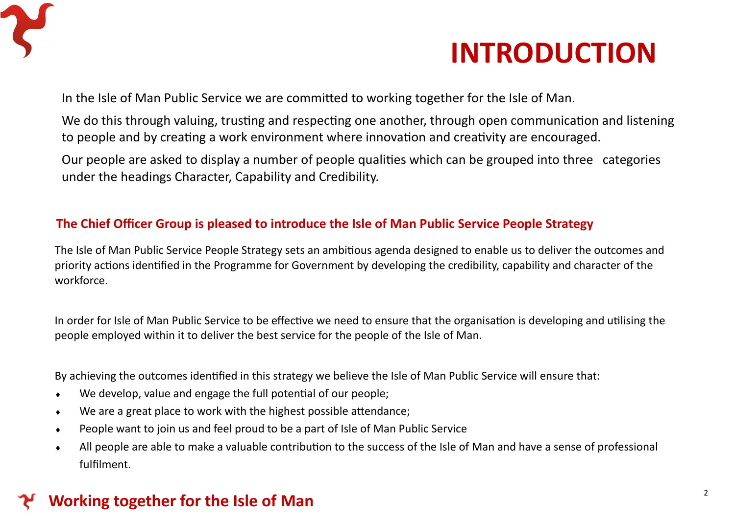# INTRODUCTION

In the Isle of Man Public Service we are committed to working together for the Isle of Man.

We do this through valuing, trusting and respecting one another, through open communication and listening to people and by creating a work environment where innovation and creativity are encouraged.

Our people are asked to display a number of people qualities which can be grouped into three categories under the headings Character, Capability and Credibility.

## The Chief Officer Group is pleased to introduce the Isle of Man Public Service People Strategy

The Isle of Man Public Service People Strategy sets an ambitious agenda designed to enable us to deliver the outcomes and priority actions identified in the Programme for Government by developing the credibility, capability and character of the workforce.

In order for Isle of Man Public Service to be effective we need to ensure that the organisation is developing and utilising the people employed within it to deliver the best service for the people of the Isle of Man.

By achieving the outcomes identified in this strategy we believe the Isle of Man Public Service will ensure that:

- We develop, value and engage the full potential of our people;
- We are a great place to work with the highest possible attendance;
- People want to join us and feel proud to be a part of Isle of Man Public Service
- All people are able to make a valuable contribution to the success of the Isle of Man and have a sense of professional fulfilment.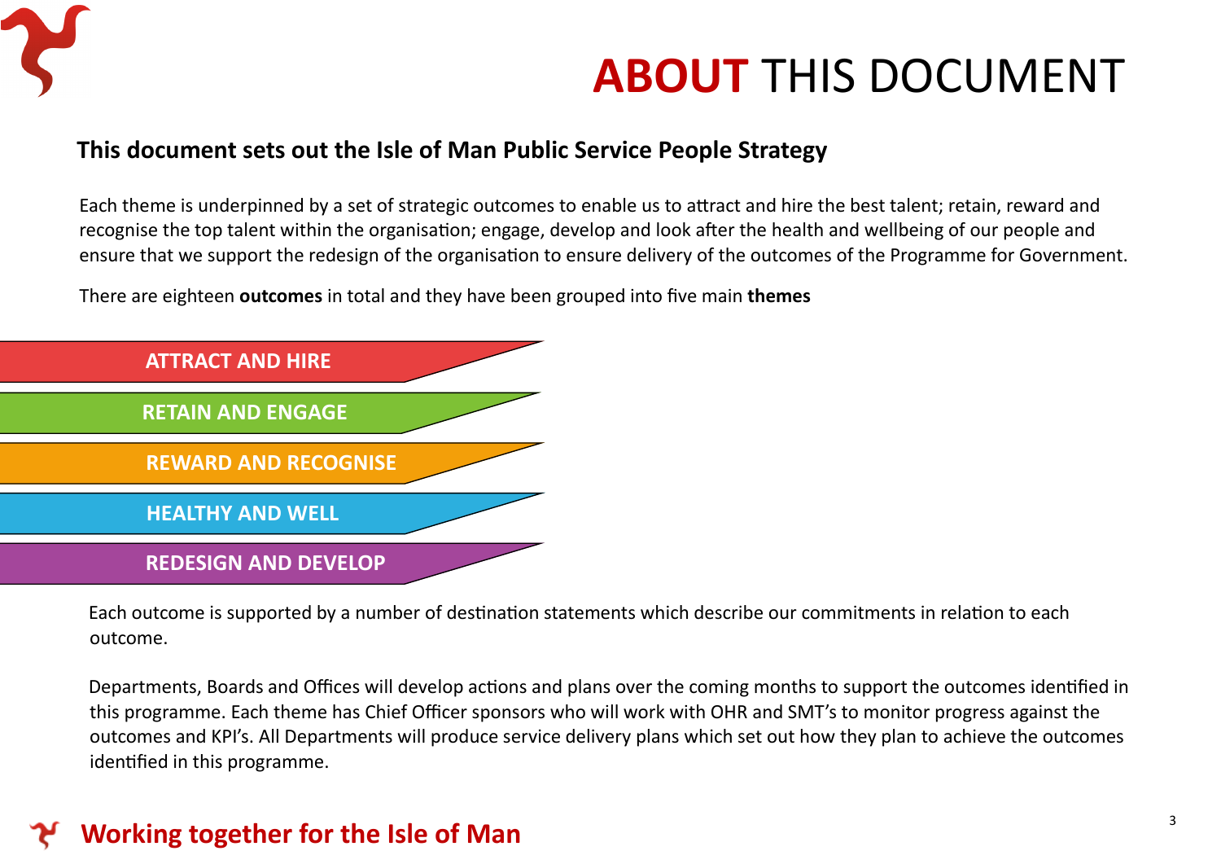# **ABOUT** THIS DOCUMENT

**This document sets out the Isle of Man Public Service People Strategy**

Each theme is underpinned by a set of strategic outcomes to enable us to attract and hire the best talent; retain, reward and recognise the top talent within the organisation; engage, develop and look after the health and wellbeing of our people and ensure that we support the redesign of the organisation to ensure delivery of the outcomes of the Programme for Government.

There are eighteen **outcomes** in total and they have been grouped into five main **themes**

- **ATTRACT AND HIRE**
- **RETAIN AND ENGAGE**
- **REWARD AND RECOGNISE**
- **HEALTHY AND WELL**
- **REDESIGN AND DEVELOP**

Each outcome is supported by a number of destination statements which describe our commitments in relation to each outcome.

Departments, Boards and Offices will develop actions and plans over the coming months to support the outcomes identified in this programme. Each theme has Chief Officer sponsors who will work with OHR and SMT's to monitor progress against the outcomes and KPI's. All Departments will produce service delivery plans which set out how they plan to achieve the outcomes identified in this programme.

**Working together for the Isle of Man**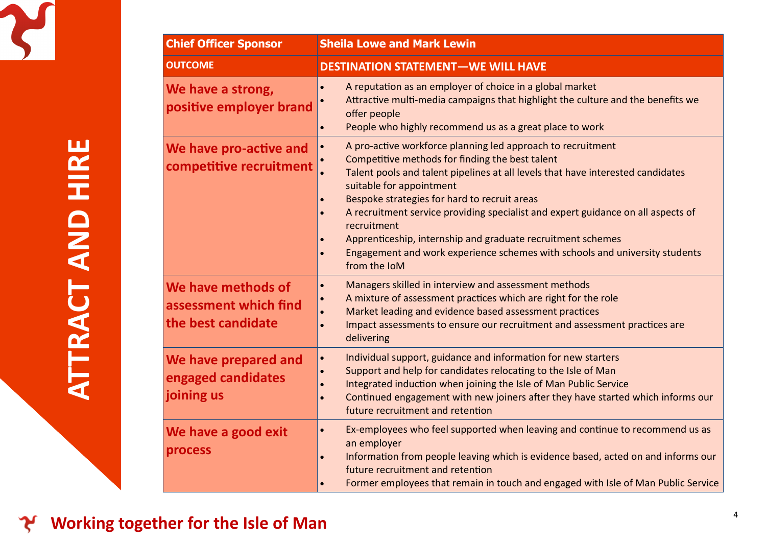# ATTRACT AND HIRE

| Chief Officer Sponsor | Sheila Lowe and Mark Lewin |
|---|---|
| **OUTCOME** | **DESTINATION STATEMENT—WE WILL HAVE** |
| **We have a strong, positive employer brand** | • A reputation as an employer of choice in a global market<br>• Attractive multi-media campaigns that highlight the culture and the benefits we offer people<br>• People who highly recommend us as a great place to work |
| **We have pro-active and competitive recruitment** | • A pro-active workforce planning led approach to recruitment<br>• Competitive methods for finding the best talent<br>• Talent pools and talent pipelines at all levels that have interested candidates suitable for appointment<br>• Bespoke strategies for hard to recruit areas<br>• A recruitment service providing specialist and expert guidance on all aspects of recruitment<br>• Apprenticeship, internship and graduate recruitment schemes<br>• Engagement and work experience schemes with schools and university students from the IoM |
| **We have methods of assessment which find the best candidate** | • Managers skilled in interview and assessment methods<br>• A mixture of assessment practices which are right for the role<br>• Market leading and evidence based assessment practices<br>• Impact assessments to ensure our recruitment and assessment practices are delivering |
| **We have prepared and engaged candidates joining us** | • Individual support, guidance and information for new starters<br>• Support and help for candidates relocating to the Isle of Man<br>• Integrated induction when joining the Isle of Man Public Service<br>• Continued engagement with new joiners after they have started which informs our future recruitment and retention |
| **We have a good exit process** | • Ex-employees who feel supported when leaving and continue to recommend us as an employer<br>• Information from people leaving which is evidence based, acted on and informs our future recruitment and retention<br>• Former employees that remain in touch and engaged with Isle of Man Public Service |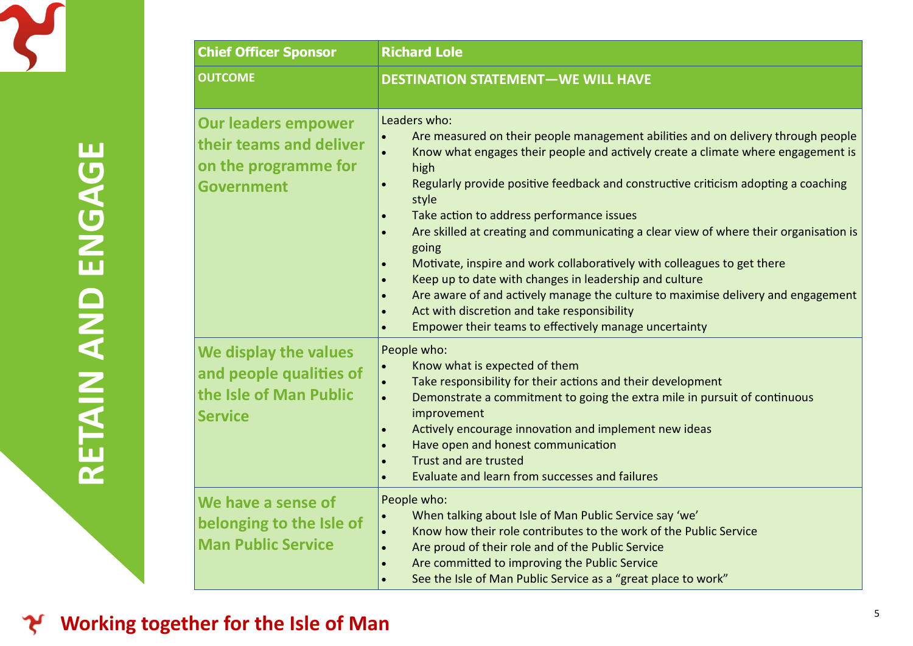# RETAIN AND ENGAGE

| Chief Officer Sponsor | Richard Lole |
|---|---|
| **OUTCOME** | **DESTINATION STATEMENT—WE WILL HAVE** |
| **Our leaders empower their teams and deliver on the programme for Government** | Leaders who:<br>• Are measured on their people management abilities and on delivery through people<br>• Know what engages their people and actively create a climate where engagement is high<br>• Regularly provide positive feedback and constructive criticism adopting a coaching style<br>• Take action to address performance issues<br>• Are skilled at creating and communicating a clear view of where their organisation is going<br>• Motivate, inspire and work collaboratively with colleagues to get there<br>• Keep up to date with changes in leadership and culture<br>• Are aware of and actively manage the culture to maximise delivery and engagement<br>• Act with discretion and take responsibility<br>• Empower their teams to effectively manage uncertainty |
| **We display the values and people qualities of the Isle of Man Public Service** | People who:<br>• Know what is expected of them<br>• Take responsibility for their actions and their development<br>• Demonstrate a commitment to going the extra mile in pursuit of continuous improvement<br>• Actively encourage innovation and implement new ideas<br>• Have open and honest communication<br>• Trust and are trusted<br>• Evaluate and learn from successes and failures |
| **We have a sense of belonging to the Isle of Man Public Service** | People who:<br>• When talking about Isle of Man Public Service say 'we'<br>• Know how their role contributes to the work of the Public Service<br>• Are proud of their role and of the Public Service<br>• Are committed to improving the Public Service<br>• See the Isle of Man Public Service as a "great place to work" |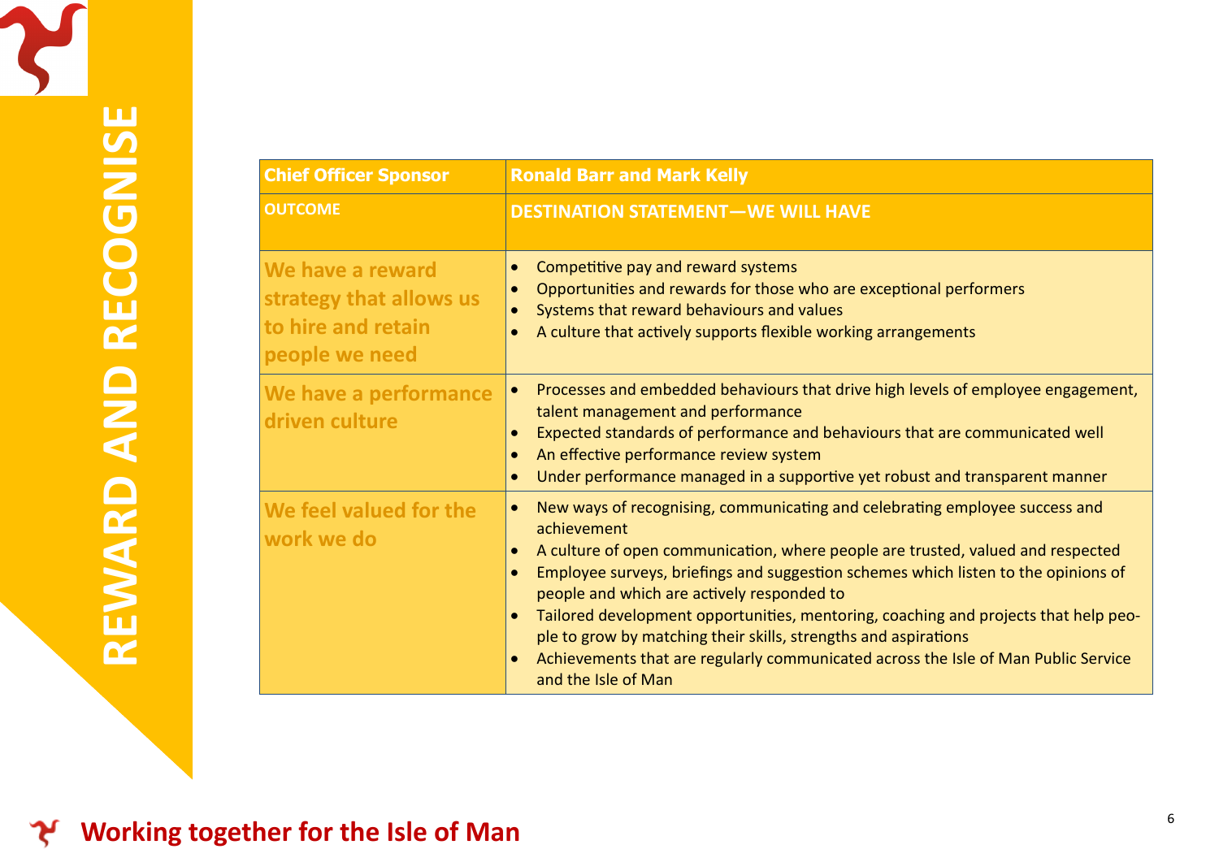# REWARD AND RECOGNISE

| Chief Officer Sponsor | Ronald Barr and Mark Kelly |
|---|---|
| **OUTCOME** | **DESTINATION STATEMENT—WE WILL HAVE** |
| **We have a reward strategy that allows us to hire and retain people we need** | • Competitive pay and reward systems<br>• Opportunities and rewards for those who are exceptional performers<br>• Systems that reward behaviours and values<br>• A culture that actively supports flexible working arrangements |
| **We have a performance driven culture** | • Processes and embedded behaviours that drive high levels of employee engagement, talent management and performance<br>• Expected standards of performance and behaviours that are communicated well<br>• An effective performance review system<br>• Under performance managed in a supportive yet robust and transparent manner |
| **We feel valued for the work we do** | • New ways of recognising, communicating and celebrating employee success and achievement<br>• A culture of open communication, where people are trusted, valued and respected<br>• Employee surveys, briefings and suggestion schemes which listen to the opinions of people and which are actively responded to<br>• Tailored development opportunities, mentoring, coaching and projects that help people to grow by matching their skills, strengths and aspirations<br>• Achievements that are regularly communicated across the Isle of Man Public Service and the Isle of Man |

**Working together for the Isle of Man**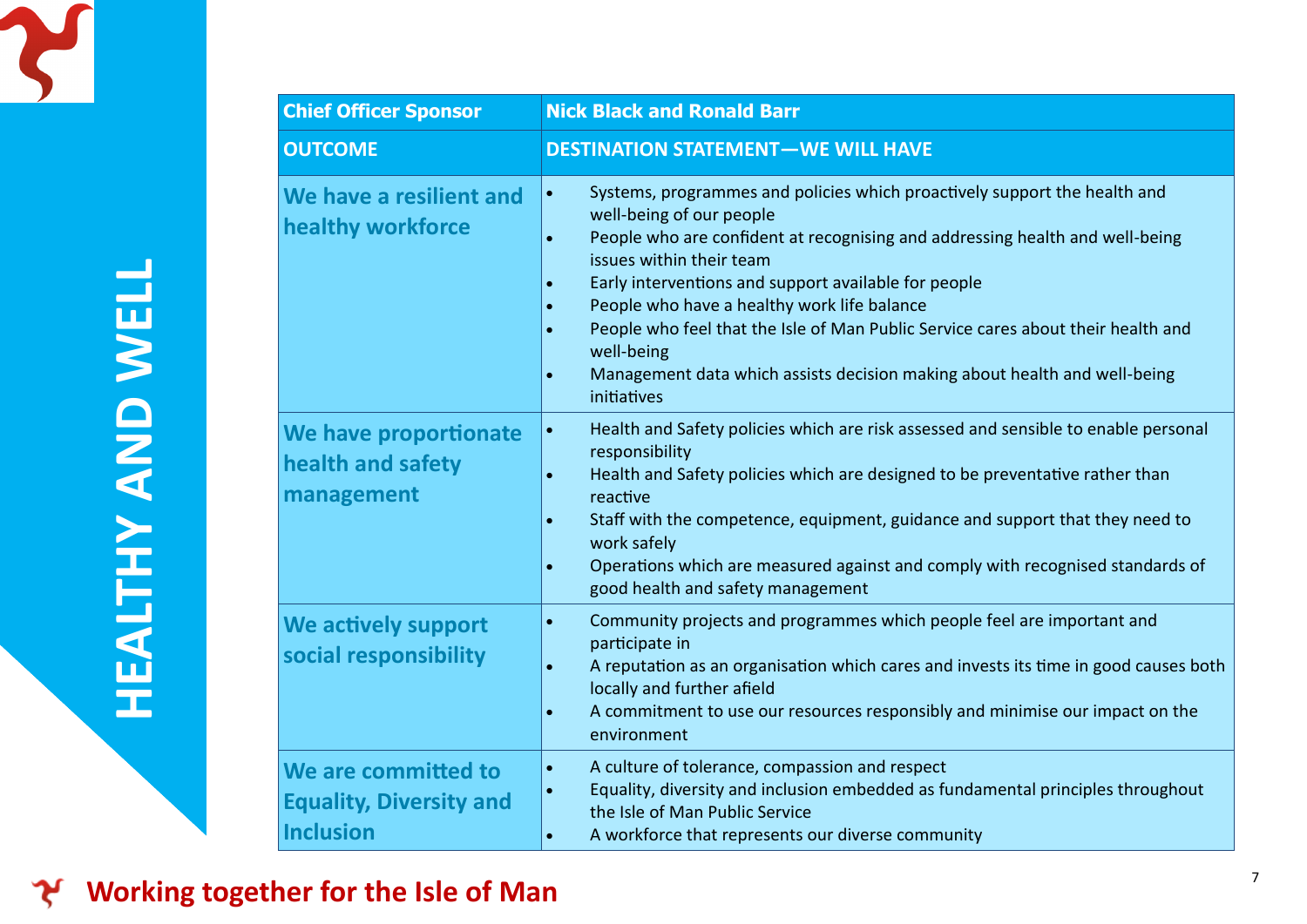# HEALTHY AND WELL

| Chief Officer Sponsor | Nick Black and Ronald Barr |
|---|---|
| **OUTCOME** | **DESTINATION STATEMENT—WE WILL HAVE** |
| **We have a resilient and healthy workforce** | • Systems, programmes and policies which proactively support the health and well-being of our people<br>• People who are confident at recognising and addressing health and well-being issues within their team<br>• Early interventions and support available for people<br>• People who have a healthy work life balance<br>• People who feel that the Isle of Man Public Service cares about their health and well-being<br>• Management data which assists decision making about health and well-being initiatives |
| **We have proportionate health and safety management** | • Health and Safety policies which are risk assessed and sensible to enable personal responsibility<br>• Health and Safety policies which are designed to be preventative rather than reactive<br>• Staff with the competence, equipment, guidance and support that they need to work safely<br>• Operations which are measured against and comply with recognised standards of good health and safety management |
| **We actively support social responsibility** | • Community projects and programmes which people feel are important and participate in<br>• A reputation as an organisation which cares and invests its time in good causes both locally and further afield<br>• A commitment to use our resources responsibly and minimise our impact on the environment |
| **We are committed to Equality, Diversity and Inclusion** | • A culture of tolerance, compassion and respect<br>• Equality, diversity and inclusion embedded as fundamental principles throughout the Isle of Man Public Service<br>• A workforce that represents our diverse community |

**Working together for the Isle of Man**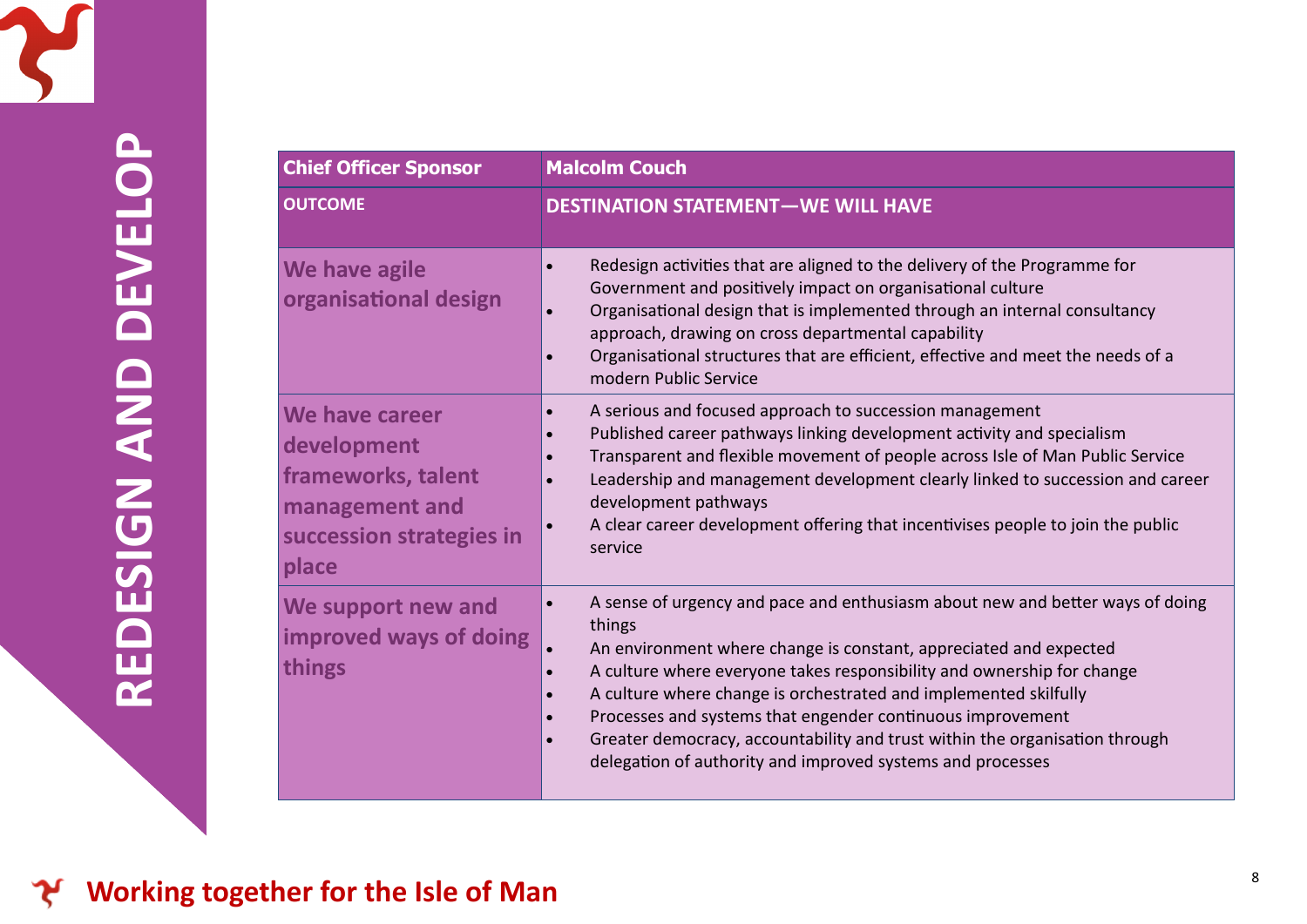# REDESIGN AND DEVELOP

| Chief Officer Sponsor | Malcolm Couch |
|---|---|
| **OUTCOME** | **DESTINATION STATEMENT—WE WILL HAVE** |
| **We have agile organisational design** | • Redesign activities that are aligned to the delivery of the Programme for Government and positively impact on organisational culture<br>• Organisational design that is implemented through an internal consultancy approach, drawing on cross departmental capability<br>• Organisational structures that are efficient, effective and meet the needs of a modern Public Service |
| **We have career development frameworks, talent management and succession strategies in place** | • A serious and focused approach to succession management<br>• Published career pathways linking development activity and specialism<br>• Transparent and flexible movement of people across Isle of Man Public Service<br>• Leadership and management development clearly linked to succession and career development pathways<br>• A clear career development offering that incentivises people to join the public service |
| **We support new and improved ways of doing things** | • A sense of urgency and pace and enthusiasm about new and better ways of doing things<br>• An environment where change is constant, appreciated and expected<br>• A culture where everyone takes responsibility and ownership for change<br>• A culture where change is orchestrated and implemented skilfully<br>• Processes and systems that engender continuous improvement<br>• Greater democracy, accountability and trust within the organisation through delegation of authority and improved systems and processes |

**Working together for the Isle of Man**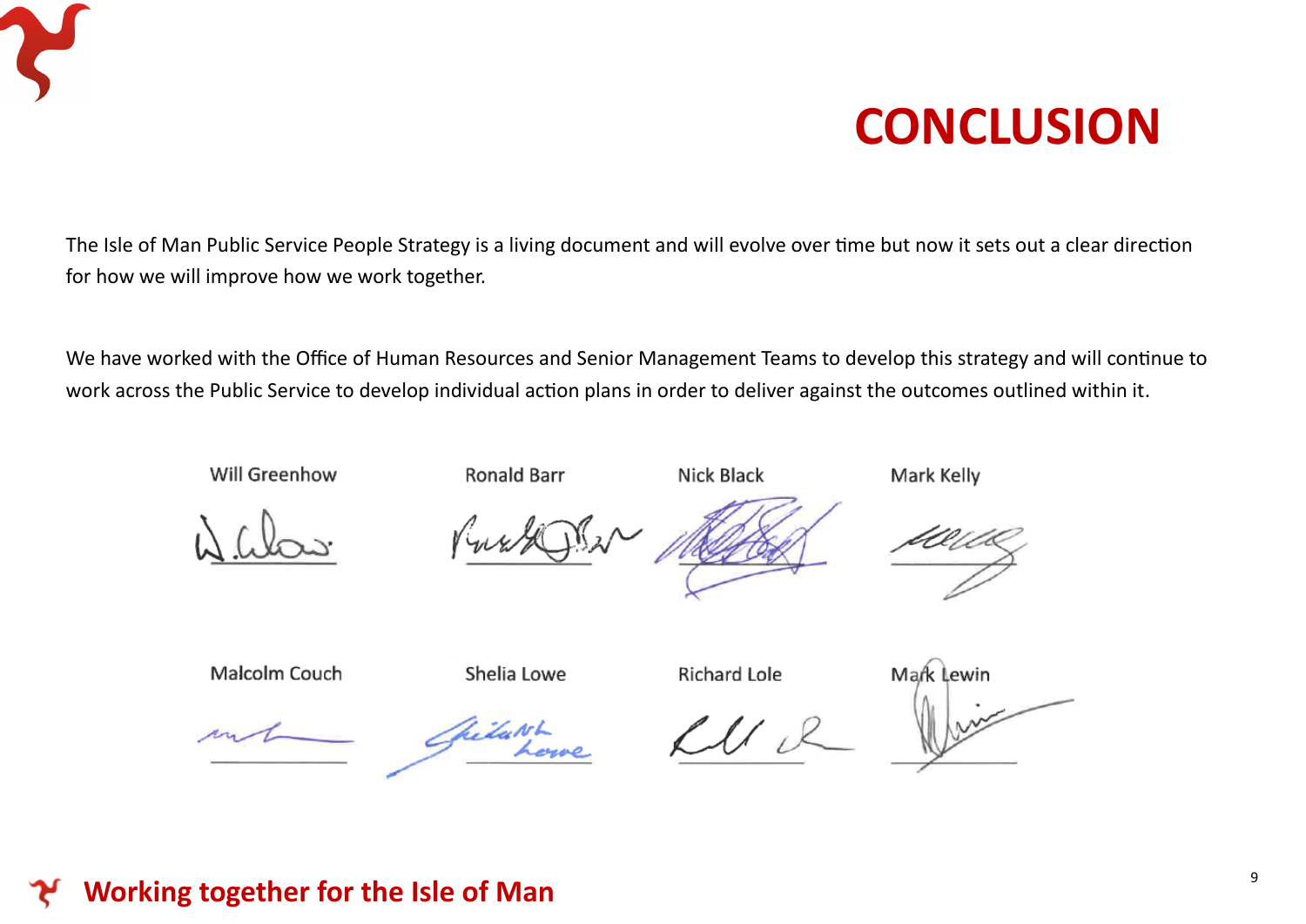# CONCLUSION

The Isle of Man Public Service People Strategy is a living document and will evolve over time but now it sets out a clear direction for how we will improve how we work together.

We have worked with the Office of Human Resources and Senior Management Teams to develop this strategy and will continue to work across the Public Service to develop individual action plans in order to deliver against the outcomes outlined within it.

Will Greenhow

Ronald Barr

Nick Black

Mark Kelly

Malcolm Couch

Shelia Lowe

Richard Lole

Mark Lewin

**Working together for the Isle of Man**